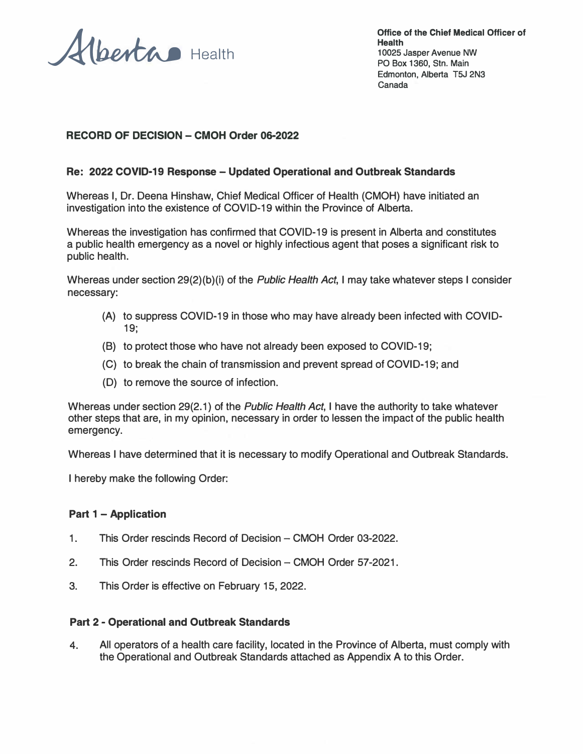Alberta Health

**Office of the Chief Medical Officer of Health**
10025 Jasper Avenue NW
PO Box 1360, Stn. Main
Edmonton, Alberta T5J 2N3
Canada

## RECORD OF DECISION – CMOH Order 06-2022

### Re: 2022 COVID-19 Response – Updated Operational and Outbreak Standards

Whereas I, Dr. Deena Hinshaw, Chief Medical Officer of Health (CMOH) have initiated an investigation into the existence of COVID-19 within the Province of Alberta.

Whereas the investigation has confirmed that COVID-19 is present in Alberta and constitutes a public health emergency as a novel or highly infectious agent that poses a significant risk to public health.

Whereas under section 29(2)(b)(i) of the *Public Health Act*, I may take whatever steps I consider necessary:

(A) to suppress COVID-19 in those who may have already been infected with COVID-19;

(B) to protect those who have not already been exposed to COVID-19;

(C) to break the chain of transmission and prevent spread of COVID-19; and

(D) to remove the source of infection.

Whereas under section 29(2.1) of the *Public Health Act*, I have the authority to take whatever other steps that are, in my opinion, necessary in order to lessen the impact of the public health emergency.

Whereas I have determined that it is necessary to modify Operational and Outbreak Standards.

I hereby make the following Order:

### Part 1 – Application

1. This Order rescinds Record of Decision – CMOH Order 03-2022.

2. This Order rescinds Record of Decision – CMOH Order 57-2021.

3. This Order is effective on February 15, 2022.

### Part 2 - Operational and Outbreak Standards

4. All operators of a health care facility, located in the Province of Alberta, must comply with the Operational and Outbreak Standards attached as Appendix A to this Order.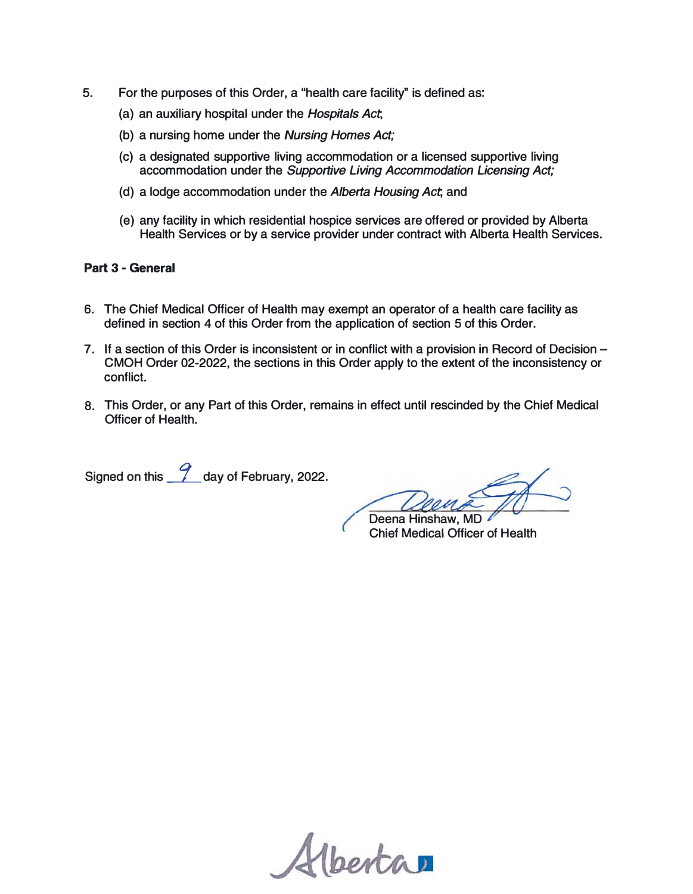5. For the purposes of this Order, a "health care facility" is defined as:

   (a) an auxiliary hospital under the *Hospitals Act*;

   (b) a nursing home under the *Nursing Homes Act;*

   (c) a designated supportive living accommodation or a licensed supportive living accommodation under the *Supportive Living Accommodation Licensing Act;*

   (d) a lodge accommodation under the *Alberta Housing Act*; and

   (e) any facility in which residential hospice services are offered or provided by Alberta Health Services or by a service provider under contract with Alberta Health Services.

**Part 3 - General**

6. The Chief Medical Officer of Health may exempt an operator of a health care facility as defined in section 4 of this Order from the application of section 5 of this Order.

7. If a section of this Order is inconsistent or in conflict with a provision in Record of Decision – CMOH Order 02-2022, the sections in this Order apply to the extent of the inconsistency or conflict.

8. This Order, or any Part of this Order, remains in effect until rescinded by the Chief Medical Officer of Health.

Signed on this 9 day of February, 2022.

Deena Hinshaw, MD
Chief Medical Officer of Health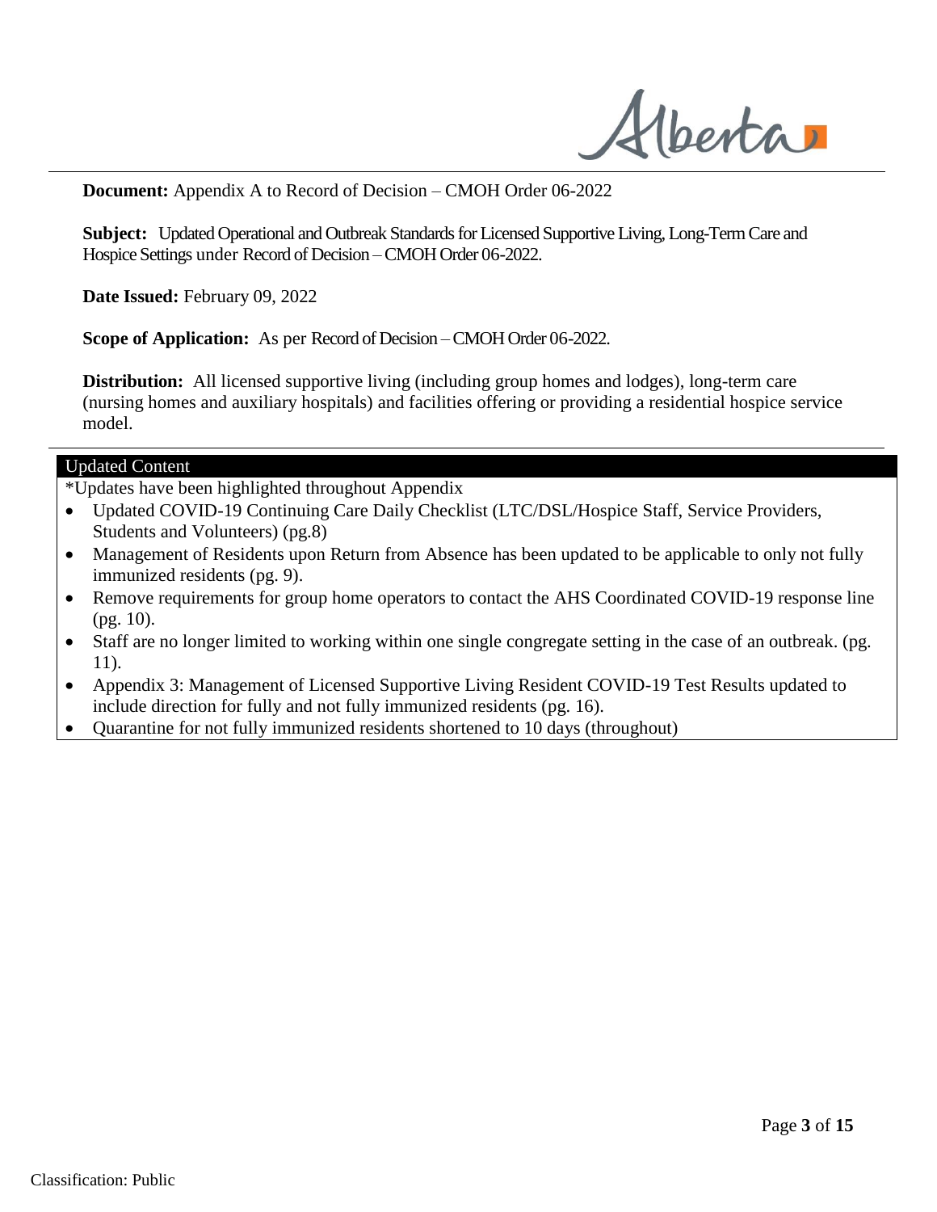**Document:** Appendix A to Record of Decision – CMOH Order 06-2022

**Subject:** Updated Operational and Outbreak Standards for Licensed Supportive Living, Long-Term Care and Hospice Settings under Record of Decision – CMOH Order 06-2022.

**Date Issued:** February 09, 2022

**Scope of Application:** As per Record of Decision – CMOH Order 06-2022.

**Distribution:** All licensed supportive living (including group homes and lodges), long-term care (nursing homes and auxiliary hospitals) and facilities offering or providing a residential hospice service model.

---

**Updated Content**

*Updates have been highlighted throughout Appendix

- Updated COVID-19 Continuing Care Daily Checklist (LTC/DSL/Hospice Staff, Service Providers, Students and Volunteers) (pg.8)
- Management of Residents upon Return from Absence has been updated to be applicable to only not fully immunized residents (pg. 9).
- Remove requirements for group home operators to contact the AHS Coordinated COVID-19 response line (pg. 10).
- Staff are no longer limited to working within one single congregate setting in the case of an outbreak. (pg. 11).
- Appendix 3: Management of Licensed Supportive Living Resident COVID-19 Test Results updated to include direction for fully and not fully immunized residents (pg. 16).
- Quarantine for not fully immunized residents shortened to 10 days (throughout)

Classification: Public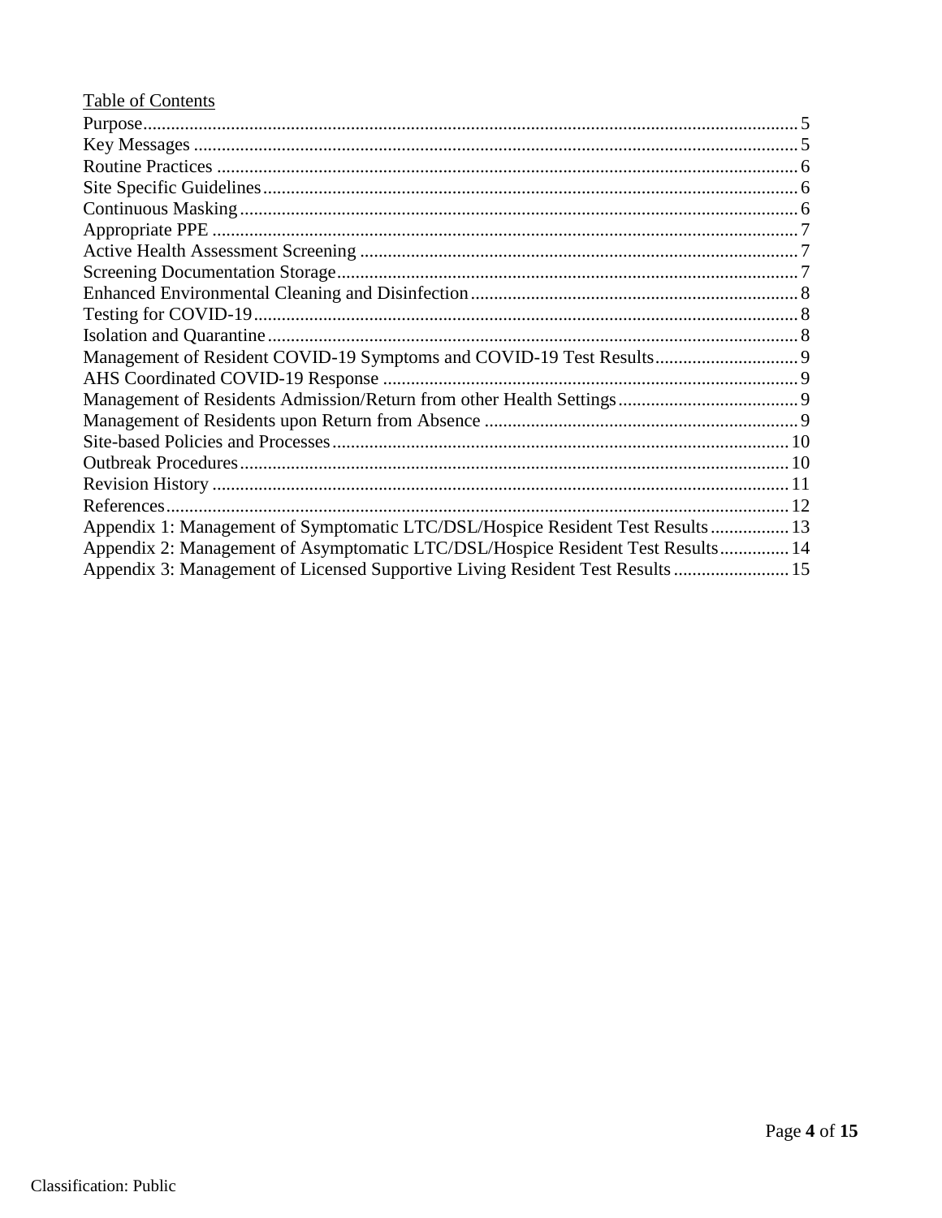Table of Contents

Purpose ........................................................................................................................... 5
Key Messages ................................................................................................................. 5
Routine Practices ............................................................................................................ 6
Site Specific Guidelines ................................................................................................... 6
Continuous Masking ....................................................................................................... 6
Appropriate PPE ............................................................................................................. 7
Active Health Assessment Screening .............................................................................. 7
Screening Documentation Storage .................................................................................. 7
Enhanced Environmental Cleaning and Disinfection ....................................................... 8
Testing for COVID-19 ..................................................................................................... 8
Isolation and Quarantine ................................................................................................. 8
Management of Resident COVID-19 Symptoms and COVID-19 Test Results ............... 9
AHS Coordinated COVID-19 Response ......................................................................... 9
Management of Residents Admission/Return from other Health Settings ....................... 9
Management of Residents upon Return from Absence ................................................... 9
Site-based Policies and Processes .................................................................................. 10
Outbreak Procedures ...................................................................................................... 10
Revision History ............................................................................................................ 11
References ...................................................................................................................... 12
Appendix 1: Management of Symptomatic LTC/DSL/Hospice Resident Test Results ................ 13
Appendix 2: Management of Asymptomatic LTC/DSL/Hospice Resident Test Results .............. 14
Appendix 3: Management of Licensed Supportive Living Resident Test Results ........................ 15

Classification: Public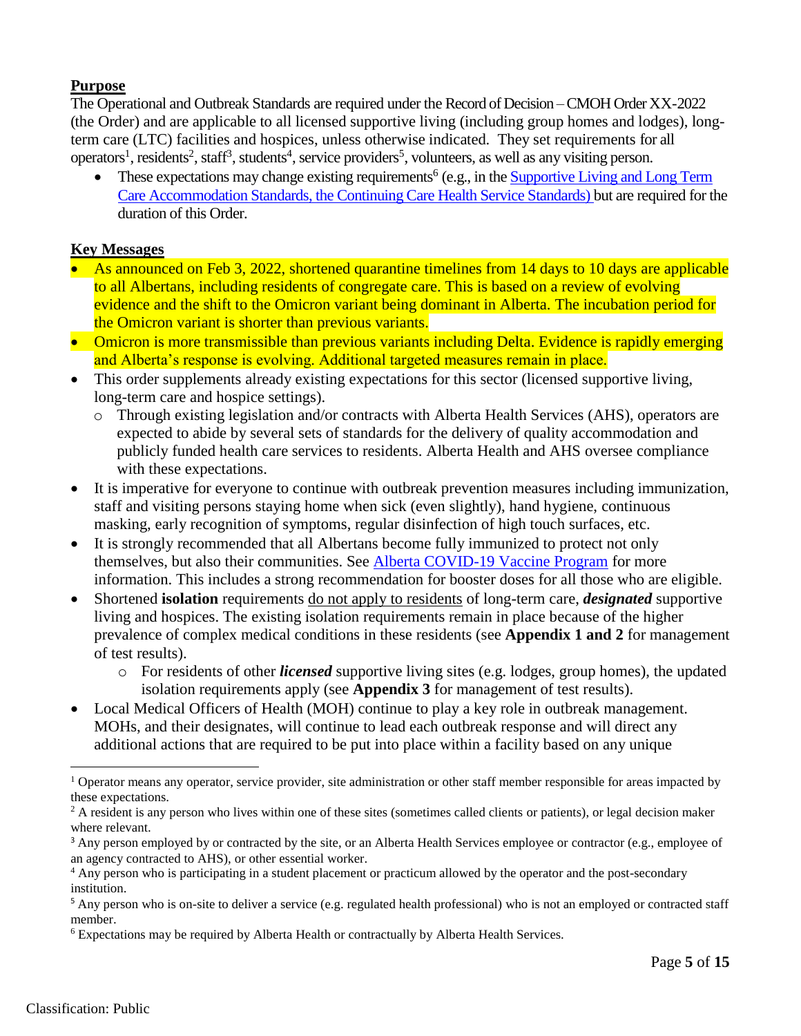**Purpose**

The Operational and Outbreak Standards are required under the Record of Decision – CMOH Order XX-2022 (the Order) and are applicable to all licensed supportive living (including group homes and lodges), long-term care (LTC) facilities and hospices, unless otherwise indicated. They set requirements for all operators[1], residents[2], staff[3], students[4], service providers[5], volunteers, as well as any visiting person.

- These expectations may change existing requirements[6] (e.g., in the [Supportive Living and Long Term Care Accommodation Standards, the Continuing Care Health Service Standards)](#) but are required for the duration of this Order.

**Key Messages**

- As announced on Feb 3, 2022, shortened quarantine timelines from 14 days to 10 days are applicable to all Albertans, including residents of congregate care. This is based on a review of evolving evidence and the shift to the Omicron variant being dominant in Alberta. The incubation period for the Omicron variant is shorter than previous variants.
- Omicron is more transmissible than previous variants including Delta. Evidence is rapidly emerging and Alberta's response is evolving. Additional targeted measures remain in place.
- This order supplements already existing expectations for this sector (licensed supportive living, long-term care and hospice settings).
  - Through existing legislation and/or contracts with Alberta Health Services (AHS), operators are expected to abide by several sets of standards for the delivery of quality accommodation and publicly funded health care services to residents. Alberta Health and AHS oversee compliance with these expectations.
- It is imperative for everyone to continue with outbreak prevention measures including immunization, staff and visiting persons staying home when sick (even slightly), hand hygiene, continuous masking, early recognition of symptoms, regular disinfection of high touch surfaces, etc.
- It is strongly recommended that all Albertans become fully immunized to protect not only themselves, but also their communities. See [Alberta COVID-19 Vaccine Program](#) for more information. This includes a strong recommendation for booster doses for all those who are eligible.
- Shortened **isolation** requirements do not apply to residents of long-term care, ***designated*** supportive living and hospices. The existing isolation requirements remain in place because of the higher prevalence of complex medical conditions in these residents (see **Appendix 1 and 2** for management of test results).
  - For residents of other ***licensed*** supportive living sites (e.g. lodges, group homes), the updated isolation requirements apply (see **Appendix 3** for management of test results).
- Local Medical Officers of Health (MOH) continue to play a key role in outbreak management. MOHs, and their designates, will continue to lead each outbreak response and will direct any additional actions that are required to be put into place within a facility based on any unique

---

[1] Operator means any operator, service provider, site administration or other staff member responsible for areas impacted by these expectations.

[2] A resident is any person who lives within one of these sites (sometimes called clients or patients), or legal decision maker where relevant.

[3] Any person employed by or contracted by the site, or an Alberta Health Services employee or contractor (e.g., employee of an agency contracted to AHS), or other essential worker.

[4] Any person who is participating in a student placement or practicum allowed by the operator and the post-secondary institution.

[5] Any person who is on-site to deliver a service (e.g. regulated health professional) who is not an employed or contracted staff member.

[6] Expectations may be required by Alberta Health or contractually by Alberta Health Services.

Classification: Public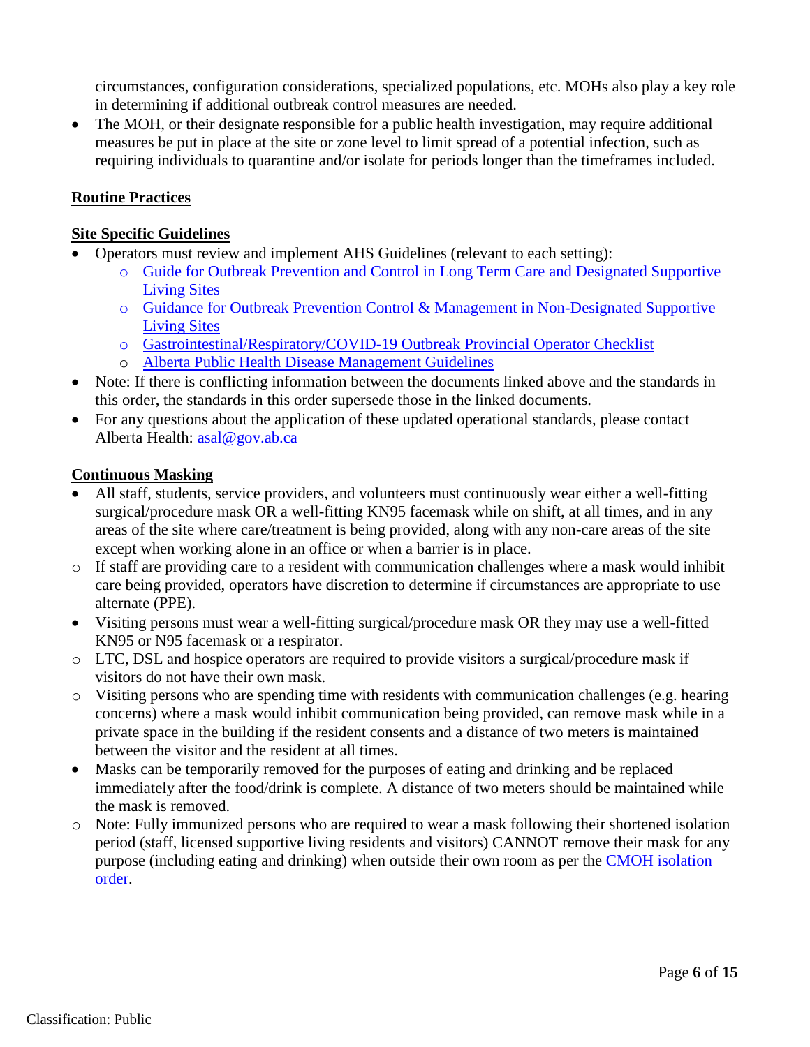circumstances, configuration considerations, specialized populations, etc. MOHs also play a key role in determining if additional outbreak control measures are needed.

- The MOH, or their designate responsible for a public health investigation, may require additional measures be put in place at the site or zone level to limit spread of a potential infection, such as requiring individuals to quarantine and/or isolate for periods longer than the timeframes included.

## Routine Practices

## Site Specific Guidelines

- Operators must review and implement AHS Guidelines (relevant to each setting):
  - Guide for Outbreak Prevention and Control in Long Term Care and Designated Supportive Living Sites
  - Guidance for Outbreak Prevention Control & Management in Non-Designated Supportive Living Sites
  - Gastrointestinal/Respiratory/COVID-19 Outbreak Provincial Operator Checklist
  - Alberta Public Health Disease Management Guidelines
- Note: If there is conflicting information between the documents linked above and the standards in this order, the standards in this order supersede those in the linked documents.
- For any questions about the application of these updated operational standards, please contact Alberta Health: asal@gov.ab.ca

## Continuous Masking

- All staff, students, service providers, and volunteers must continuously wear either a well-fitting surgical/procedure mask OR a well-fitting KN95 facemask while on shift, at all times, and in any areas of the site where care/treatment is being provided, along with any non-care areas of the site except when working alone in an office or when a barrier is in place.
  - If staff are providing care to a resident with communication challenges where a mask would inhibit care being provided, operators have discretion to determine if circumstances are appropriate to use alternate (PPE).
- Visiting persons must wear a well-fitting surgical/procedure mask OR they may use a well-fitted KN95 or N95 facemask or a respirator.
  - LTC, DSL and hospice operators are required to provide visitors a surgical/procedure mask if visitors do not have their own mask.
  - Visiting persons who are spending time with residents with communication challenges (e.g. hearing concerns) where a mask would inhibit communication being provided, can remove mask while in a private space in the building if the resident consents and a distance of two meters is maintained between the visitor and the resident at all times.
- Masks can be temporarily removed for the purposes of eating and drinking and be replaced immediately after the food/drink is complete. A distance of two meters should be maintained while the mask is removed.
  - Note: Fully immunized persons who are required to wear a mask following their shortened isolation period (staff, licensed supportive living residents and visitors) CANNOT remove their mask for any purpose (including eating and drinking) when outside their own room as per the CMOH isolation order.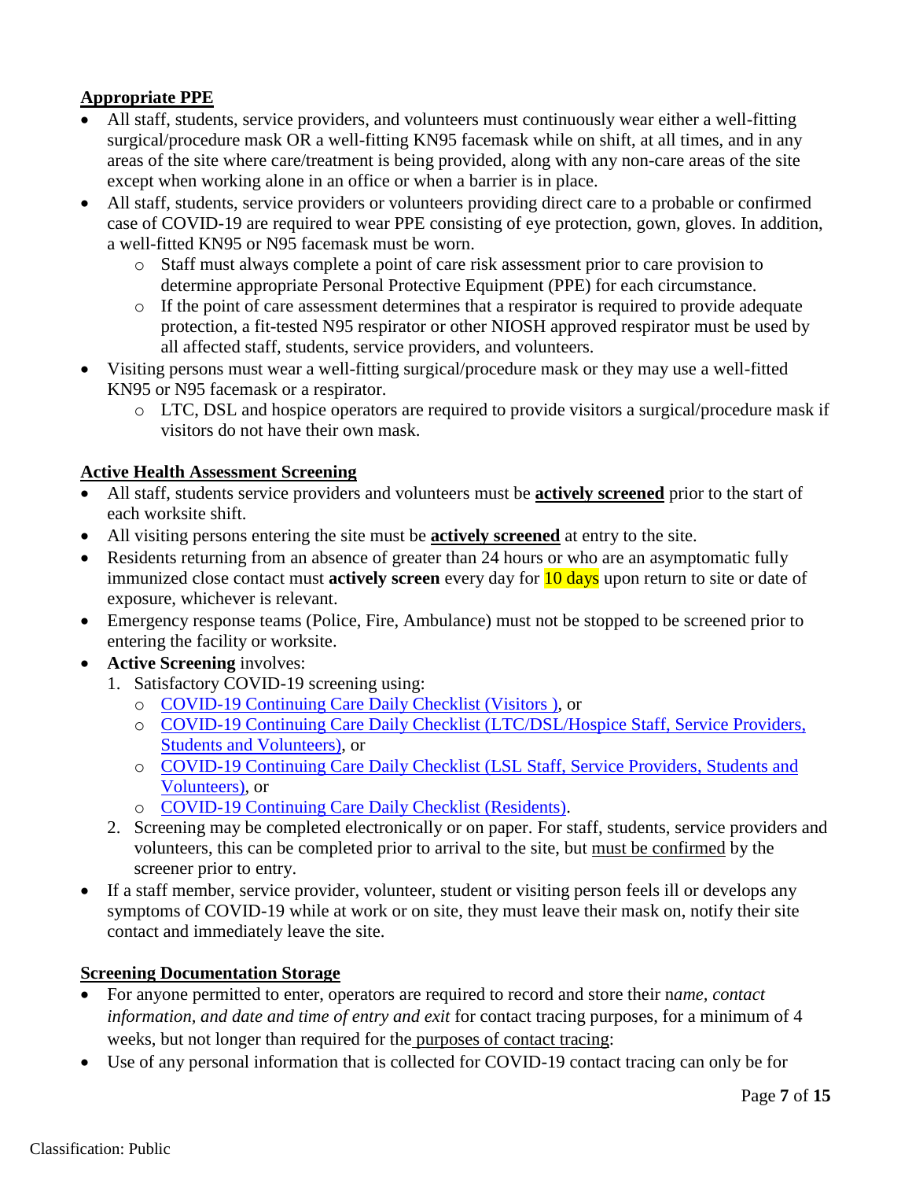## Appropriate PPE

- All staff, students, service providers, and volunteers must continuously wear either a well-fitting surgical/procedure mask OR a well-fitting KN95 facemask while on shift, at all times, and in any areas of the site where care/treatment is being provided, along with any non-care areas of the site except when working alone in an office or when a barrier is in place.
- All staff, students, service providers or volunteers providing direct care to a probable or confirmed case of COVID-19 are required to wear PPE consisting of eye protection, gown, gloves. In addition, a well-fitted KN95 or N95 facemask must be worn.
  - Staff must always complete a point of care risk assessment prior to care provision to determine appropriate Personal Protective Equipment (PPE) for each circumstance.
  - If the point of care assessment determines that a respirator is required to provide adequate protection, a fit-tested N95 respirator or other NIOSH approved respirator must be used by all affected staff, students, service providers, and volunteers.
- Visiting persons must wear a well-fitting surgical/procedure mask or they may use a well-fitted KN95 or N95 facemask or a respirator.
  - LTC, DSL and hospice operators are required to provide visitors a surgical/procedure mask if visitors do not have their own mask.

## Active Health Assessment Screening

- All staff, students service providers and volunteers must be **actively screened** prior to the start of each worksite shift.
- All visiting persons entering the site must be **actively screened** at entry to the site.
- Residents returning from an absence of greater than 24 hours or who are an asymptomatic fully immunized close contact must **actively screen** every day for 10 days upon return to site or date of exposure, whichever is relevant.
- Emergency response teams (Police, Fire, Ambulance) must not be stopped to be screened prior to entering the facility or worksite.
- **Active Screening** involves:
  1. Satisfactory COVID-19 screening using:
     - COVID-19 Continuing Care Daily Checklist (Visitors ), or
     - COVID-19 Continuing Care Daily Checklist (LTC/DSL/Hospice Staff, Service Providers, Students and Volunteers), or
     - COVID-19 Continuing Care Daily Checklist (LSL Staff, Service Providers, Students and Volunteers), or
     - COVID-19 Continuing Care Daily Checklist (Residents).
  2. Screening may be completed electronically or on paper. For staff, students, service providers and volunteers, this can be completed prior to arrival to the site, but must be confirmed by the screener prior to entry.
- If a staff member, service provider, volunteer, student or visiting person feels ill or develops any symptoms of COVID-19 while at work or on site, they must leave their mask on, notify their site contact and immediately leave the site.

## Screening Documentation Storage

- For anyone permitted to enter, operators are required to record and store their n*ame, contact information, and date and time of entry and exit* for contact tracing purposes, for a minimum of 4 weeks, but not longer than required for the purposes of contact tracing:
- Use of any personal information that is collected for COVID-19 contact tracing can only be for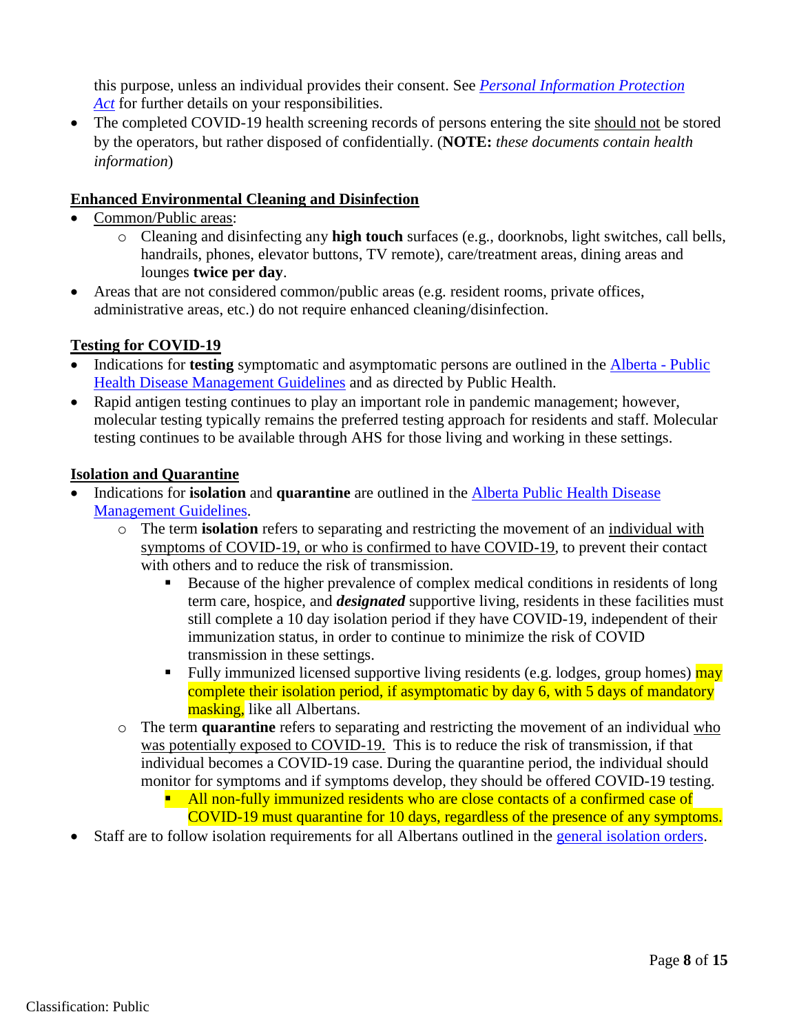this purpose, unless an individual provides their consent. See [*Personal Information Protection Act*]() for further details on your responsibilities.

- The completed COVID-19 health screening records of persons entering the site should not be stored by the operators, but rather disposed of confidentially. (**NOTE:** *these documents contain health information*)

**Enhanced Environmental Cleaning and Disinfection**

- Common/Public areas:
  - Cleaning and disinfecting any **high touch** surfaces (e.g., doorknobs, light switches, call bells, handrails, phones, elevator buttons, TV remote), care/treatment areas, dining areas and lounges **twice per day**.
- Areas that are not considered common/public areas (e.g. resident rooms, private offices, administrative areas, etc.) do not require enhanced cleaning/disinfection.

**Testing for COVID-19**

- Indications for **testing** symptomatic and asymptomatic persons are outlined in the [Alberta - Public Health Disease Management Guidelines]() and as directed by Public Health.
- Rapid antigen testing continues to play an important role in pandemic management; however, molecular testing typically remains the preferred testing approach for residents and staff. Molecular testing continues to be available through AHS for those living and working in these settings.

**Isolation and Quarantine**

- Indications for **isolation** and **quarantine** are outlined in the [Alberta Public Health Disease Management Guidelines]().
  - The term **isolation** refers to separating and restricting the movement of an individual with symptoms of COVID-19, or who is confirmed to have COVID-19, to prevent their contact with others and to reduce the risk of transmission.
    - Because of the higher prevalence of complex medical conditions in residents of long term care, hospice, and ***designated*** supportive living, residents in these facilities must still complete a 10 day isolation period if they have COVID-19, independent of their immunization status, in order to continue to minimize the risk of COVID transmission in these settings.
    - Fully immunized licensed supportive living residents (e.g. lodges, group homes) may complete their isolation period, if asymptomatic by day 6, with 5 days of mandatory masking, like all Albertans.
  - The term **quarantine** refers to separating and restricting the movement of an individual who was potentially exposed to COVID-19. This is to reduce the risk of transmission, if that individual becomes a COVID-19 case. During the quarantine period, the individual should monitor for symptoms and if symptoms develop, they should be offered COVID-19 testing.
    - All non-fully immunized residents who are close contacts of a confirmed case of COVID-19 must quarantine for 10 days, regardless of the presence of any symptoms.
- Staff are to follow isolation requirements for all Albertans outlined in the [general isolation orders]().

Classification: Public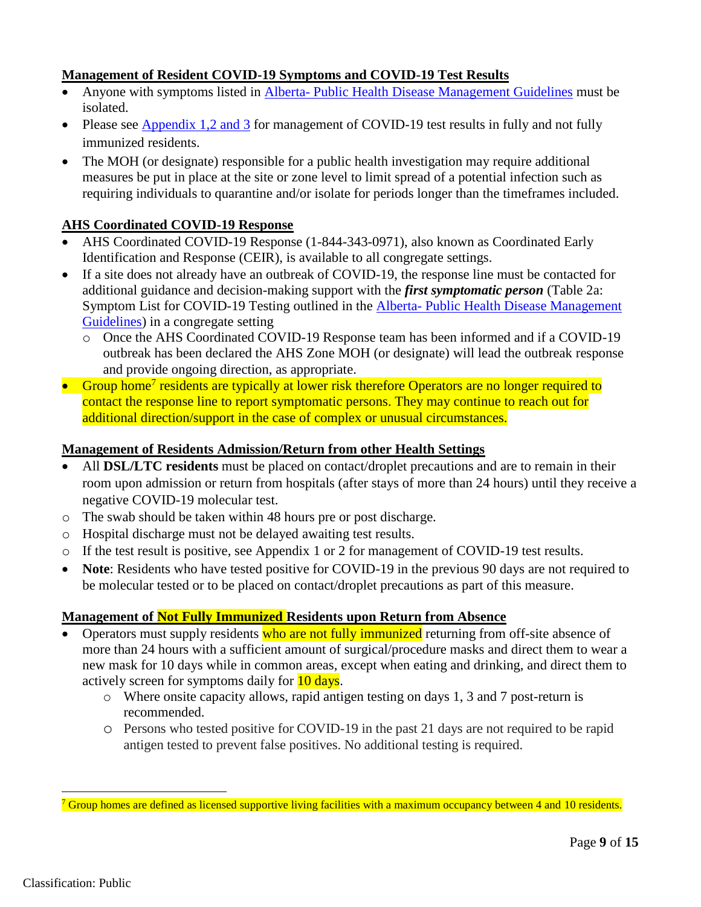**Management of Resident COVID-19 Symptoms and COVID-19 Test Results**

- Anyone with symptoms listed in Alberta- Public Health Disease Management Guidelines must be isolated.
- Please see Appendix 1,2 and 3 for management of COVID-19 test results in fully and not fully immunized residents.
- The MOH (or designate) responsible for a public health investigation may require additional measures be put in place at the site or zone level to limit spread of a potential infection such as requiring individuals to quarantine and/or isolate for periods longer than the timeframes included.

**AHS Coordinated COVID-19 Response**

- AHS Coordinated COVID-19 Response (1-844-343-0971), also known as Coordinated Early Identification and Response (CEIR), is available to all congregate settings.
- If a site does not already have an outbreak of COVID-19, the response line must be contacted for additional guidance and decision-making support with the ***first symptomatic person*** (Table 2a: Symptom List for COVID-19 Testing outlined in the Alberta- Public Health Disease Management Guidelines) in a congregate setting
  - Once the AHS Coordinated COVID-19 Response team has been informed and if a COVID-19 outbreak has been declared the AHS Zone MOH (or designate) will lead the outbreak response and provide ongoing direction, as appropriate.
- Group home[7] residents are typically at lower risk therefore Operators are no longer required to contact the response line to report symptomatic persons. They may continue to reach out for additional direction/support in the case of complex or unusual circumstances.

**Management of Residents Admission/Return from other Health Settings**

- All **DSL/LTC residents** must be placed on contact/droplet precautions and are to remain in their room upon admission or return from hospitals (after stays of more than 24 hours) until they receive a negative COVID-19 molecular test.
  - The swab should be taken within 48 hours pre or post discharge.
  - Hospital discharge must not be delayed awaiting test results.
  - If the test result is positive, see Appendix 1 or 2 for management of COVID-19 test results.
- **Note**: Residents who have tested positive for COVID-19 in the previous 90 days are not required to be molecular tested or to be placed on contact/droplet precautions as part of this measure.

**Management of Not Fully Immunized Residents upon Return from Absence**

- Operators must supply residents who are not fully immunized returning from off-site absence of more than 24 hours with a sufficient amount of surgical/procedure masks and direct them to wear a new mask for 10 days while in common areas, except when eating and drinking, and direct them to actively screen for symptoms daily for 10 days.
  - Where onsite capacity allows, rapid antigen testing on days 1, 3 and 7 post-return is recommended.
  - Persons who tested positive for COVID-19 in the past 21 days are not required to be rapid antigen tested to prevent false positives. No additional testing is required.

[7] Group homes are defined as licensed supportive living facilities with a maximum occupancy between 4 and 10 residents.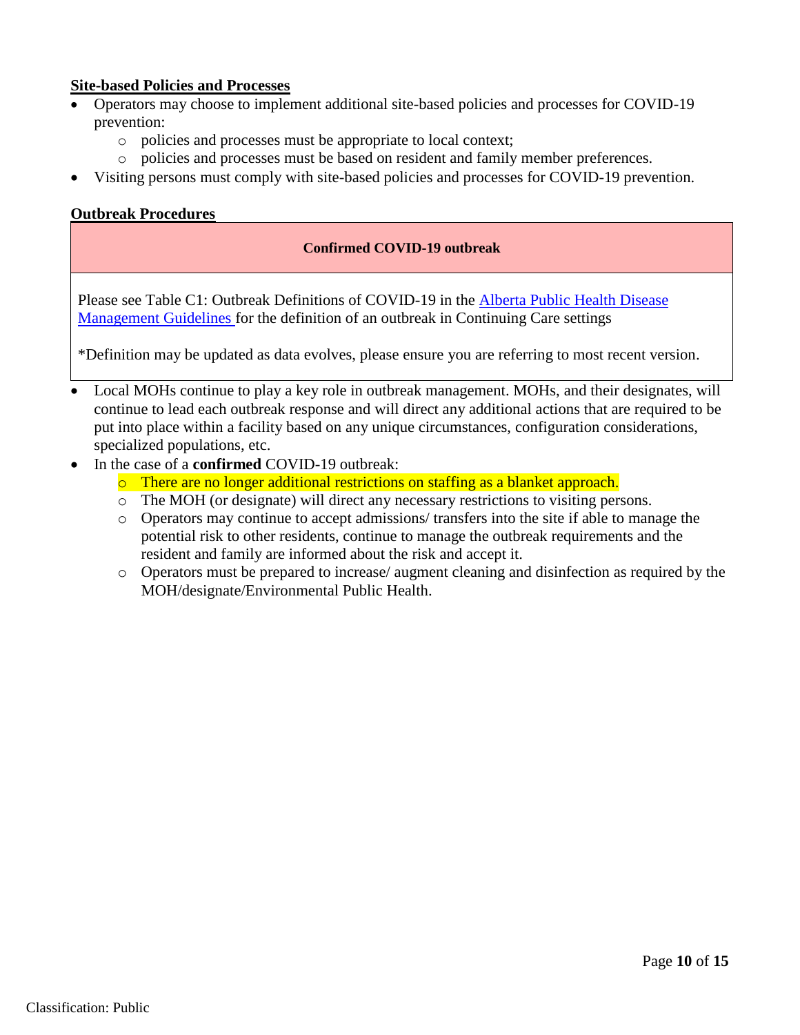**Site-based Policies and Processes**

- Operators may choose to implement additional site-based policies and processes for COVID-19 prevention:
  - policies and processes must be appropriate to local context;
  - policies and processes must be based on resident and family member preferences.
- Visiting persons must comply with site-based policies and processes for COVID-19 prevention.

**Outbreak Procedures**

| **Confirmed COVID-19 outbreak** |
| --- |
| Please see Table C1: Outbreak Definitions of COVID-19 in the [Alberta Public Health Disease Management Guidelines](#) for the definition of an outbreak in Continuing Care settings<br><br>*Definition may be updated as data evolves, please ensure you are referring to most recent version. |

- Local MOHs continue to play a key role in outbreak management. MOHs, and their designates, will continue to lead each outbreak response and will direct any additional actions that are required to be put into place within a facility based on any unique circumstances, configuration considerations, specialized populations, etc.
- In the case of a **confirmed** COVID-19 outbreak:
  - There are no longer additional restrictions on staffing as a blanket approach.
  - The MOH (or designate) will direct any necessary restrictions to visiting persons.
  - Operators may continue to accept admissions/ transfers into the site if able to manage the potential risk to other residents, continue to manage the outbreak requirements and the resident and family are informed about the risk and accept it.
  - Operators must be prepared to increase/ augment cleaning and disinfection as required by the MOH/designate/Environmental Public Health.

Classification: Public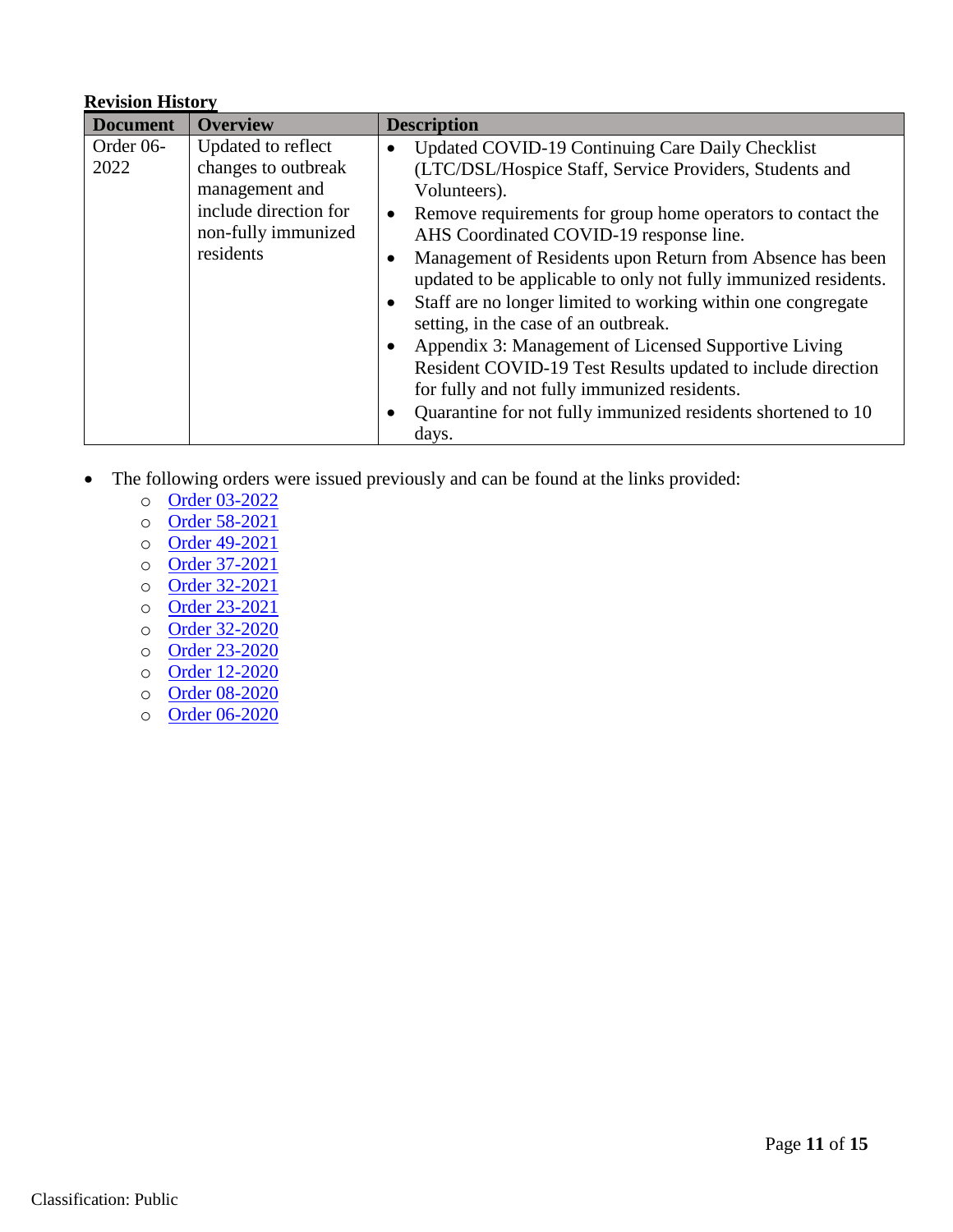**Revision History**

| Document | Overview | Description |
|---|---|---|
| Order 06-2022 | Updated to reflect changes to outbreak management and include direction for non-fully immunized residents | • Updated COVID-19 Continuing Care Daily Checklist (LTC/DSL/Hospice Staff, Service Providers, Students and Volunteers).<br>• Remove requirements for group home operators to contact the AHS Coordinated COVID-19 response line.<br>• Management of Residents upon Return from Absence has been updated to be applicable to only not fully immunized residents.<br>• Staff are no longer limited to working within one congregate setting, in the case of an outbreak.<br>• Appendix 3: Management of Licensed Supportive Living Resident COVID-19 Test Results updated to include direction for fully and not fully immunized residents.<br>• Quarantine for not fully immunized residents shortened to 10 days. |

- The following orders were issued previously and can be found at the links provided:
  - Order 03-2022
  - Order 58-2021
  - Order 49-2021
  - Order 37-2021
  - Order 32-2021
  - Order 23-2021
  - Order 32-2020
  - Order 23-2020
  - Order 12-2020
  - Order 08-2020
  - Order 06-2020

Classification: Public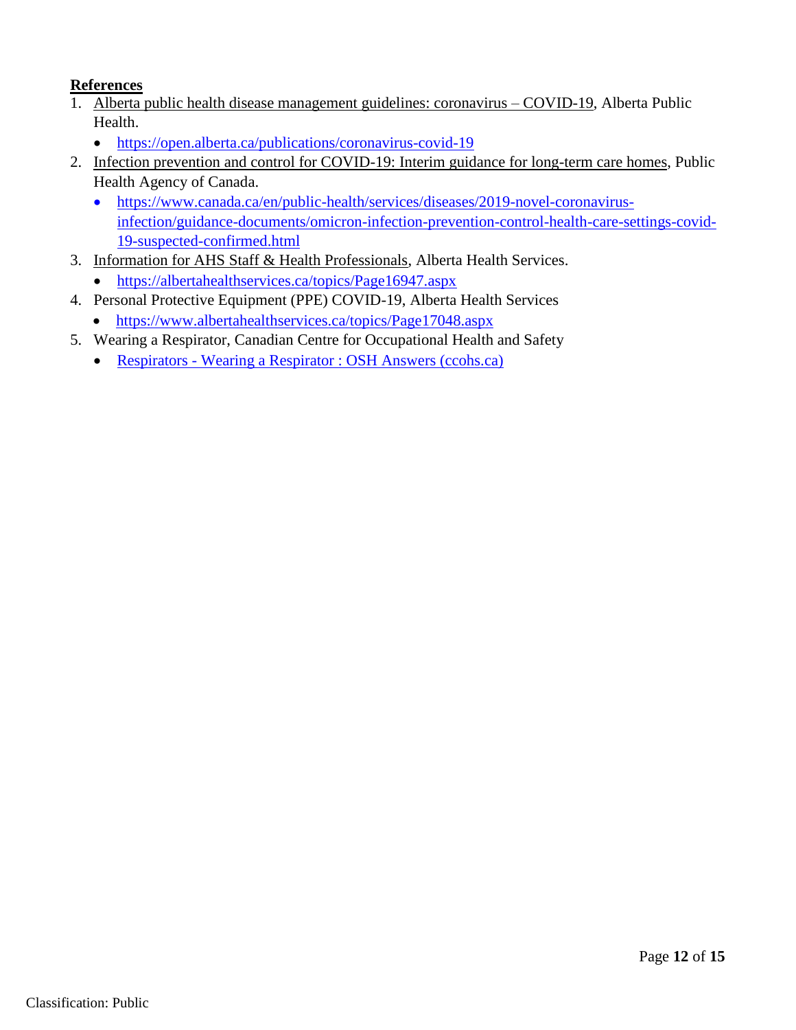**References**

1. Alberta public health disease management guidelines: coronavirus – COVID-19, Alberta Public Health.
   - https://open.alberta.ca/publications/coronavirus-covid-19
2. Infection prevention and control for COVID-19: Interim guidance for long-term care homes, Public Health Agency of Canada.
   - https://www.canada.ca/en/public-health/services/diseases/2019-novel-coronavirus-infection/guidance-documents/omicron-infection-prevention-control-health-care-settings-covid-19-suspected-confirmed.html
3. Information for AHS Staff & Health Professionals, Alberta Health Services.
   - https://albertahealthservices.ca/topics/Page16947.aspx
4. Personal Protective Equipment (PPE) COVID-19, Alberta Health Services
   - https://www.albertahealthservices.ca/topics/Page17048.aspx
5. Wearing a Respirator, Canadian Centre for Occupational Health and Safety
   - Respirators - Wearing a Respirator : OSH Answers (ccohs.ca)

Classification: Public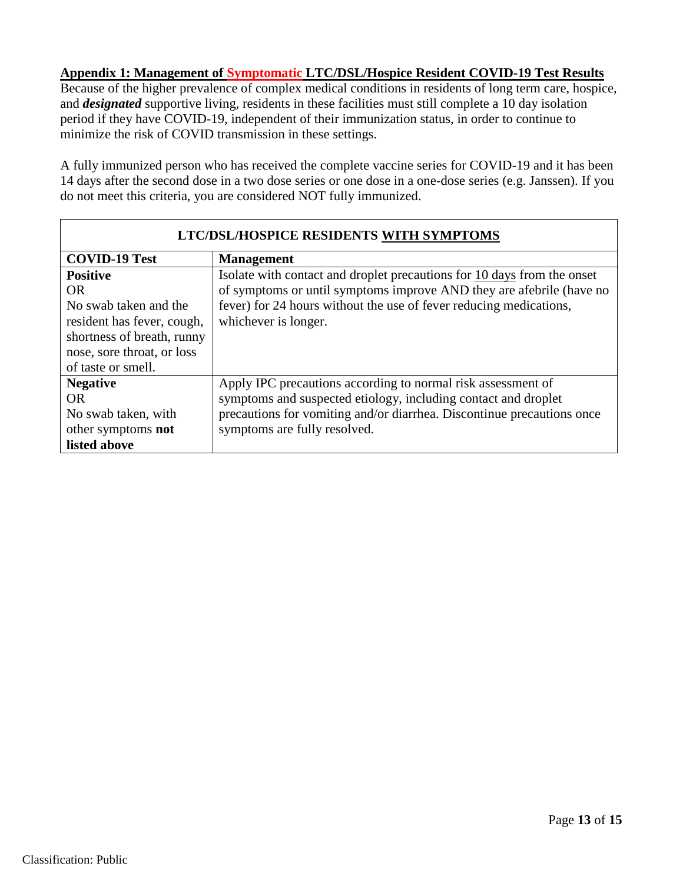## Appendix 1: Management of Symptomatic LTC/DSL/Hospice Resident COVID-19 Test Results

Because of the higher prevalence of complex medical conditions in residents of long term care, hospice, and ***designated*** supportive living, residents in these facilities must still complete a 10 day isolation period if they have COVID-19, independent of their immunization status, in order to continue to minimize the risk of COVID transmission in these settings.

A fully immunized person who has received the complete vaccine series for COVID-19 and it has been 14 days after the second dose in a two dose series or one dose in a one-dose series (e.g. Janssen). If you do not meet this criteria, you are considered NOT fully immunized.

| LTC/DSL/HOSPICE RESIDENTS WITH SYMPTOMS | |
|---|---|
| **COVID-19 Test** | **Management** |
| **Positive**<br>OR<br>No swab taken and the resident has fever, cough, shortness of breath, runny nose, sore throat, or loss of taste or smell. | Isolate with contact and droplet precautions for 10 days from the onset of symptoms or until symptoms improve AND they are afebrile (have no fever) for 24 hours without the use of fever reducing medications, whichever is longer. |
| **Negative**<br>OR<br>No swab taken, with other symptoms **not listed above** | Apply IPC precautions according to normal risk assessment of symptoms and suspected etiology, including contact and droplet precautions for vomiting and/or diarrhea. Discontinue precautions once symptoms are fully resolved. |

Classification: Public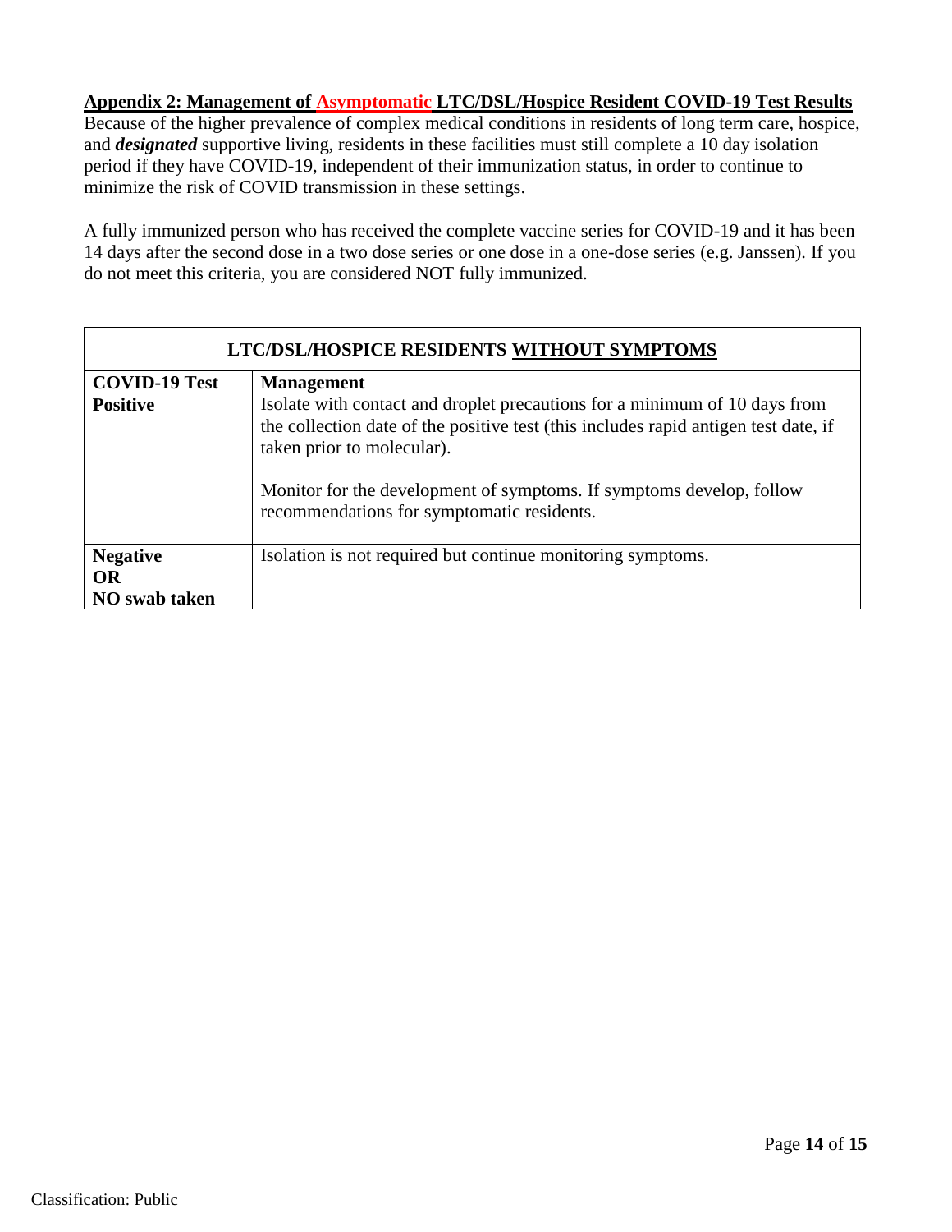## Appendix 2: Management of Asymptomatic LTC/DSL/Hospice Resident COVID-19 Test Results

Because of the higher prevalence of complex medical conditions in residents of long term care, hospice, and ***designated*** supportive living, residents in these facilities must still complete a 10 day isolation period if they have COVID-19, independent of their immunization status, in order to continue to minimize the risk of COVID transmission in these settings.

A fully immunized person who has received the complete vaccine series for COVID-19 and it has been 14 days after the second dose in a two dose series or one dose in a one-dose series (e.g. Janssen). If you do not meet this criteria, you are considered NOT fully immunized.

| LTC/DSL/HOSPICE RESIDENTS WITHOUT SYMPTOMS | |
|---|---|
| **COVID-19 Test** | **Management** |
| **Positive** | Isolate with contact and droplet precautions for a minimum of 10 days from the collection date of the positive test (this includes rapid antigen test date, if taken prior to molecular).<br><br>Monitor for the development of symptoms. If symptoms develop, follow recommendations for symptomatic residents. |
| **Negative**<br>**OR**<br>**NO swab taken** | Isolation is not required but continue monitoring symptoms. |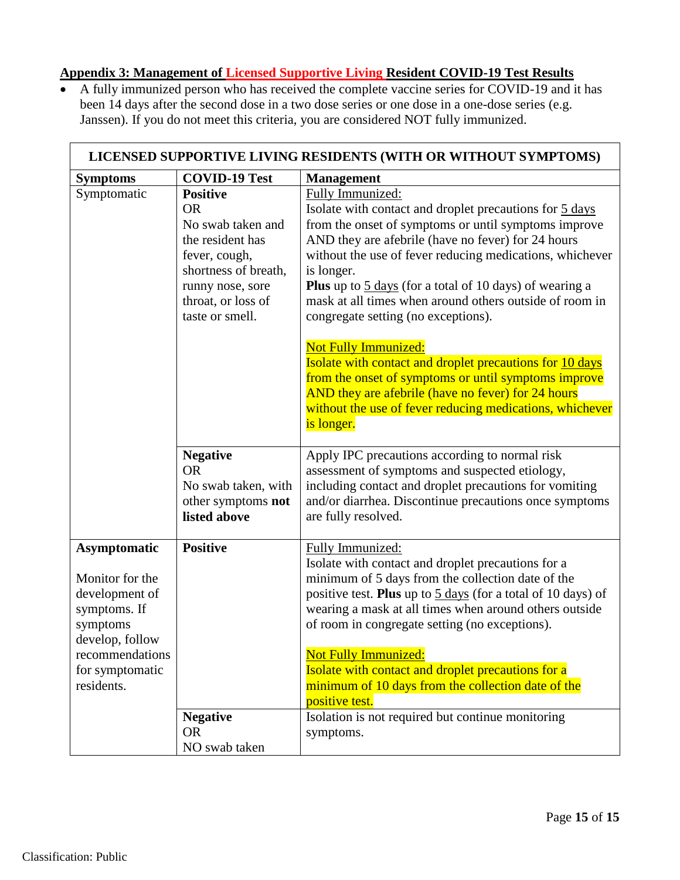## Appendix 3: Management of Licensed Supportive Living Resident COVID-19 Test Results

- A fully immunized person who has received the complete vaccine series for COVID-19 and it has been 14 days after the second dose in a two dose series or one dose in a one-dose series (e.g. Janssen). If you do not meet this criteria, you are considered NOT fully immunized.

| **LICENSED SUPPORTIVE LIVING RESIDENTS (WITH OR WITHOUT SYMPTOMS)** | | |
|---|---|---|
| **Symptoms** | **COVID-19 Test** | **Management** |
| Symptomatic | **Positive**<br>OR<br>No swab taken and the resident has fever, cough, shortness of breath, runny nose, sore throat, or loss of taste or smell. | Fully Immunized:<br>Isolate with contact and droplet precautions for 5 days from the onset of symptoms or until symptoms improve AND they are afebrile (have no fever) for 24 hours without the use of fever reducing medications, whichever is longer.<br>**Plus** up to 5 days (for a total of 10 days) of wearing a mask at all times when around others outside of room in congregate setting (no exceptions).<br><br>Not Fully Immunized:<br>Isolate with contact and droplet precautions for 10 days from the onset of symptoms or until symptoms improve AND they are afebrile (have no fever) for 24 hours without the use of fever reducing medications, whichever is longer. |
| | **Negative**<br>OR<br>No swab taken, with other symptoms **not listed above** | Apply IPC precautions according to normal risk assessment of symptoms and suspected etiology, including contact and droplet precautions for vomiting and/or diarrhea. Discontinue precautions once symptoms are fully resolved. |
| **Asymptomatic**<br><br>Monitor for the development of symptoms. If symptoms develop, follow recommendations for symptomatic residents. | **Positive** | Fully Immunized:<br>Isolate with contact and droplet precautions for a minimum of 5 days from the collection date of the positive test. **Plus** up to 5 days (for a total of 10 days) of wearing a mask at all times when around others outside of room in congregate setting (no exceptions).<br><br>Not Fully Immunized:<br>Isolate with contact and droplet precautions for a minimum of 10 days from the collection date of the positive test. |
| | **Negative**<br>OR<br>NO swab taken | Isolation is not required but continue monitoring symptoms. |

Classification: Public